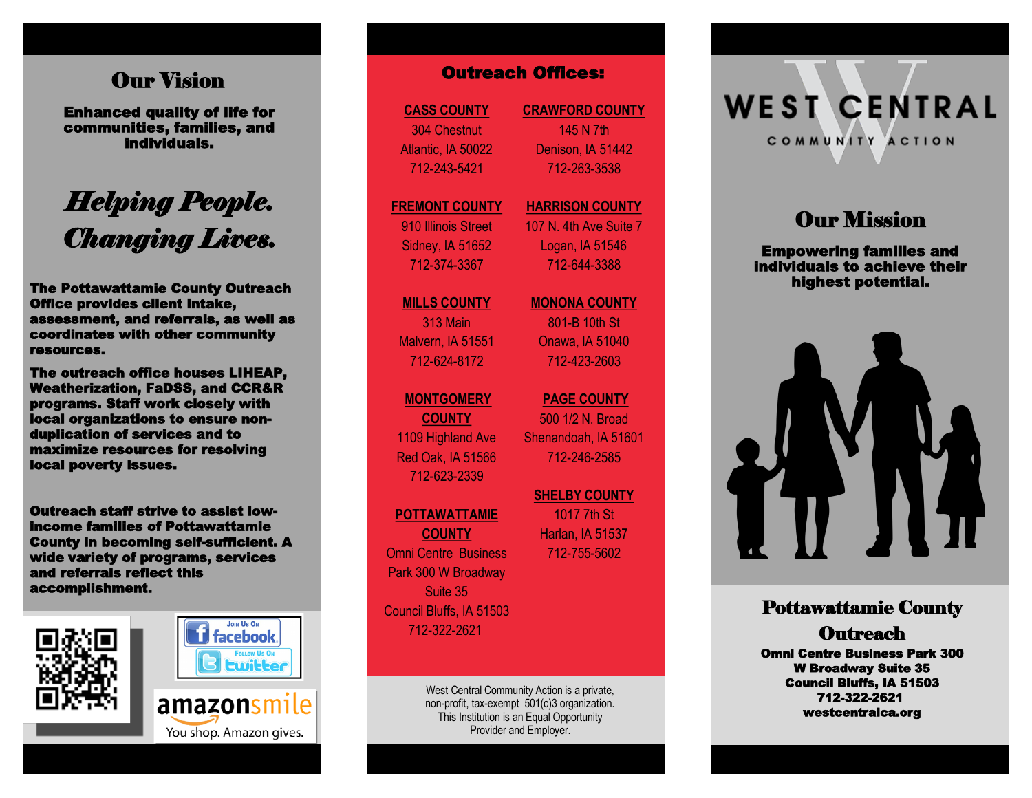## Our Vision

**Enhanced quality of life for communities, families, and individuals.**

# *Helping People. Changing Lives.*

**The Pottawattamie County Outreach Office provides client intake, assessment, and referrals, as well as coordinates with other community resources.**

**The outreach office houses LIHEAP, Weatherization, FaDSS, and CCR&R programs. Staff work closely with local organizations to ensure non-duplication of services and to maximize resources for resolving local poverty issues.**

**Outreach staff strive to assist low-income families of Pottawattamie County in becoming self-sufficient. A wide variety of programs, services and referrals reflect this accomplishment.**

Join Us On facebook

Follow Us On twitter

amazonsmile

You shop. Amazon gives.

## Outreach Offices:

**CASS COUNTY**
304 Chestnut
Atlantic, IA 50022
712-243-5421

**CRAWFORD COUNTY**
145 N 7th
Denison, IA 51442
712-263-3538

**FREMONT COUNTY**
910 Illinois Street
Sidney, IA 51652
712-374-3367

**HARRISON COUNTY**
107 N. 4th Ave Suite 7
Logan, IA 51546
712-644-3388

**MILLS COUNTY**
313 Main
Malvern, IA 51551
712-624-8172

**MONONA COUNTY**
801-B 10th St
Onawa, IA 51040
712-423-2603

**MONTGOMERY COUNTY**
1109 Highland Ave
Red Oak, IA 51566
712-623-2339

**PAGE COUNTY**
500 1/2 N. Broad
Shenandoah, IA 51601
712-246-2585

**POTTAWATTAMIE COUNTY**
Omni Centre Business Park 300 W Broadway
Suite 35
Council Bluffs, IA 51503
712-322-2621

**SHELBY COUNTY**
1017 7th St
Harlan, IA 51537
712-755-5602

West Central Community Action is a private, non-profit, tax-exempt 501(c)3 organization. This Institution is an Equal Opportunity Provider and Employer.

# WEST CENTRAL COMMUNITY ACTION

## Our Mission

**Empowering families and individuals to achieve their highest potential.**

## Pottawattamie County Outreach

**Omni Centre Business Park 300 W Broadway Suite 35**
**Council Bluffs, IA 51503**
**712-322-2621**
**westcentralca.org**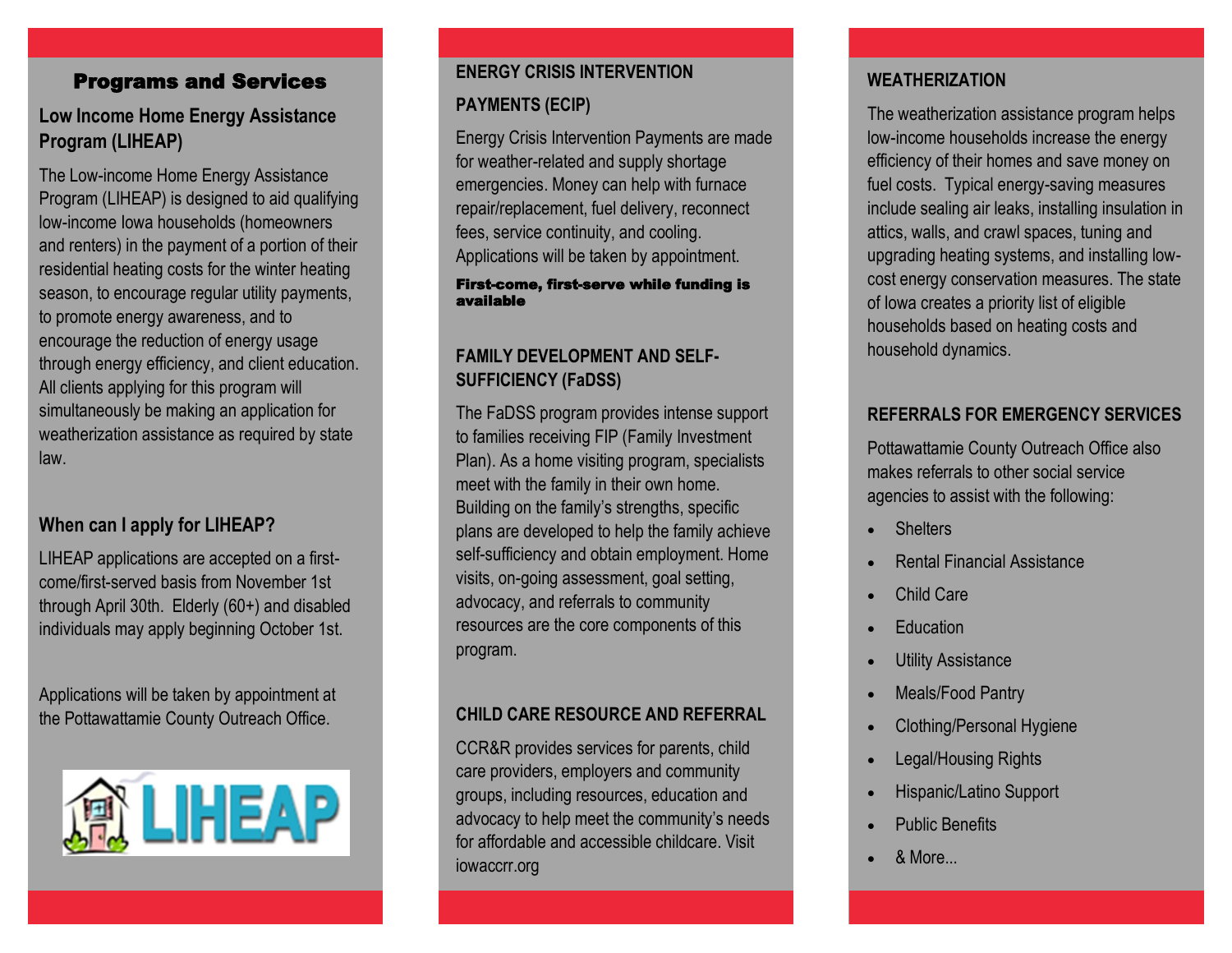## Programs and Services

### Low Income Home Energy Assistance Program (LIHEAP)

The Low-income Home Energy Assistance Program (LIHEAP) is designed to aid qualifying low-income Iowa households (homeowners and renters) in the payment of a portion of their residential heating costs for the winter heating season, to encourage regular utility payments, to promote energy awareness, and to encourage the reduction of energy usage through energy efficiency, and client education. All clients applying for this program will simultaneously be making an application for weatherization assistance as required by state law.

### When can I apply for LIHEAP?

LIHEAP applications are accepted on a first-come/first-served basis from November 1st through April 30th. Elderly (60+) and disabled individuals may apply beginning October 1st.

Applications will be taken by appointment at the Pottawattamie County Outreach Office.

LIHEAP

### ENERGY CRISIS INTERVENTION PAYMENTS (ECIP)

Energy Crisis Intervention Payments are made for weather-related and supply shortage emergencies. Money can help with furnace repair/replacement, fuel delivery, reconnect fees, service continuity, and cooling. Applications will be taken by appointment.

**First-come, first-serve while funding is available**

### FAMILY DEVELOPMENT AND SELF-SUFFICIENCY (FaDSS)

The FaDSS program provides intense support to families receiving FIP (Family Investment Plan). As a home visiting program, specialists meet with the family in their own home. Building on the family's strengths, specific plans are developed to help the family achieve self-sufficiency and obtain employment. Home visits, on-going assessment, goal setting, advocacy, and referrals to community resources are the core components of this program.

### CHILD CARE RESOURCE AND REFERRAL

CCR&R provides services for parents, child care providers, employers and community groups, including resources, education and advocacy to help meet the community's needs for affordable and accessible childcare. Visit iowaccrr.org

### WEATHERIZATION

The weatherization assistance program helps low-income households increase the energy efficiency of their homes and save money on fuel costs. Typical energy-saving measures include sealing air leaks, installing insulation in attics, walls, and crawl spaces, tuning and upgrading heating systems, and installing low-cost energy conservation measures. The state of Iowa creates a priority list of eligible households based on heating costs and household dynamics.

### REFERRALS FOR EMERGENCY SERVICES

Pottawattamie County Outreach Office also makes referrals to other social service agencies to assist with the following:

- Shelters
- Rental Financial Assistance
- Child Care
- Education
- Utility Assistance
- Meals/Food Pantry
- Clothing/Personal Hygiene
- Legal/Housing Rights
- Hispanic/Latino Support
- Public Benefits
- & More...